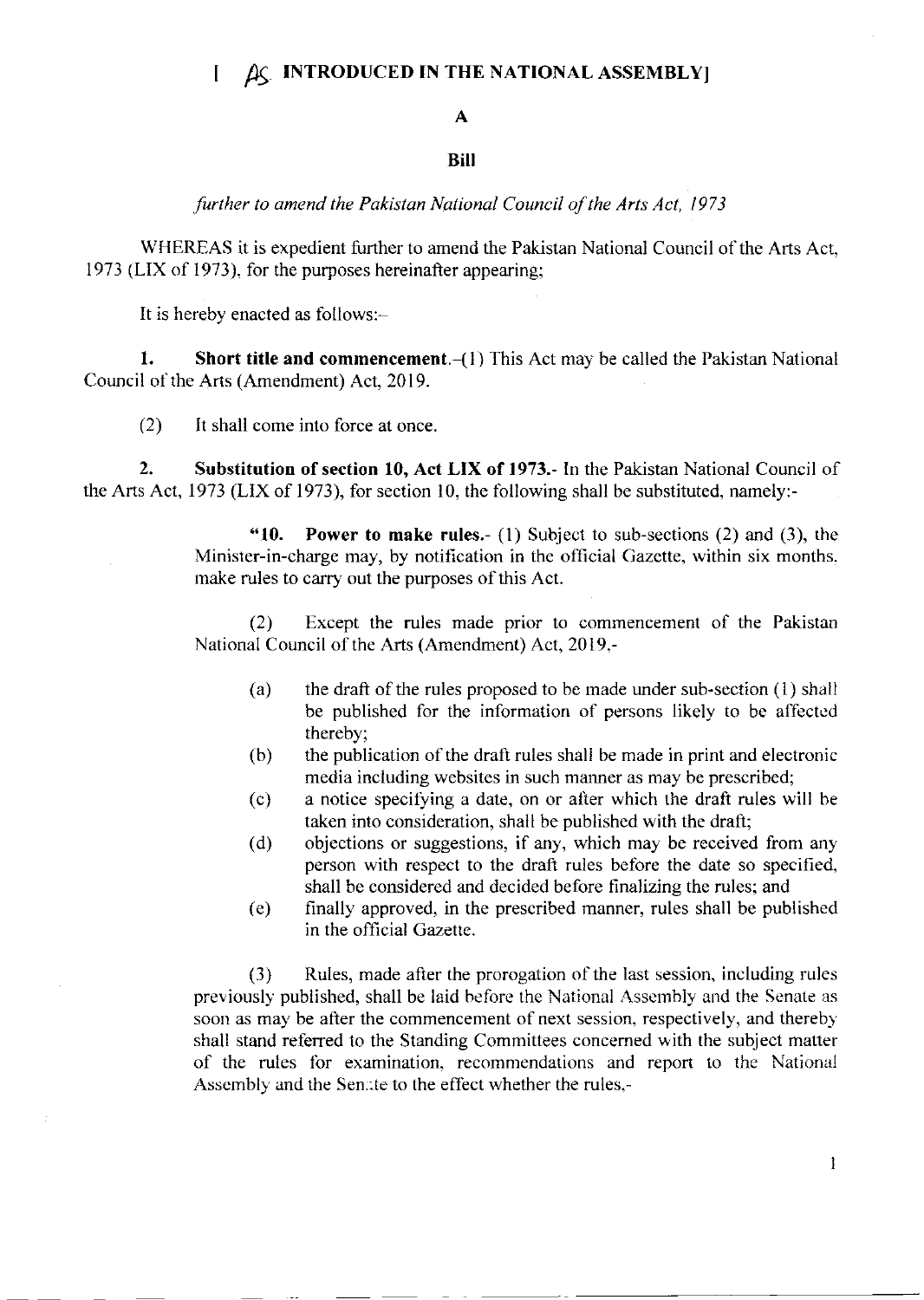[ AS INTRODUCED IN THE NATIONAL ASSEMBLY]

# A

# Bill

*further to amend the Pakistan National Council of the Arts Act, 1973*

WHEREAS it is expedient further to amend the Pakistan National Council of the Arts Act, 1973 (LIX of 1973), for the purposes hereinafter appearing;

It is hereby enacted as follows:–

**1. Short title and commencement.**–(1) This Act may be called the Pakistan National Council of the Arts (Amendment) Act, 2019.

(2) It shall come into force at once.

**2. Substitution of section 10, Act LIX of 1973.**- In the Pakistan National Council of the Arts Act, 1973 (LIX of 1973), for section 10, the following shall be substituted, namely:-

> **"10. Power to make rules.**- (1) Subject to sub-sections (2) and (3), the Minister-in-charge may, by notification in the official Gazette, within six months. make rules to carry out the purposes of this Act.
>
> (2) Except the rules made prior to commencement of the Pakistan National Council of the Arts (Amendment) Act, 2019,-
>
> (a) the draft of the rules proposed to be made under sub-section (1) shall be published for the information of persons likely to be affected thereby;
>
> (b) the publication of the draft rules shall be made in print and electronic media including websites in such manner as may be prescribed;
>
> (c) a notice specifying a date, on or after which the draft rules will be taken into consideration, shall be published with the draft;
>
> (d) objections or suggestions, if any, which may be received from any person with respect to the draft rules before the date so specified, shall be considered and decided before finalizing the rules; and
>
> (e) finally approved, in the prescribed manner, rules shall be published in the official Gazette.
>
> (3) Rules, made after the prorogation of the last session, including rules previously published, shall be laid before the National Assembly and the Senate as soon as may be after the commencement of next session, respectively, and thereby shall stand referred to the Standing Committees concerned with the subject matter of the rules for examination, recommendations and report to the National Assembly and the Senate to the effect whether the rules,-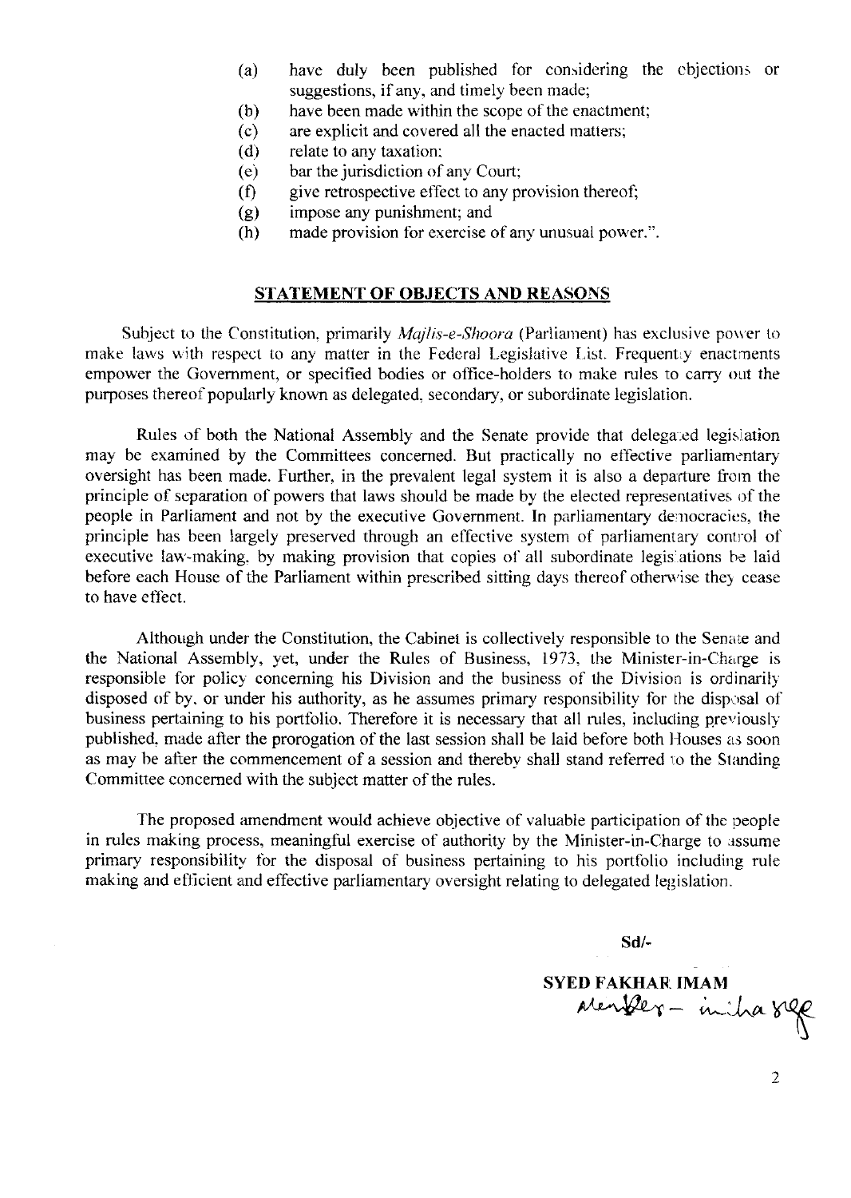(a) have duly been published for considering the objections or suggestions, if any, and timely been made;
(b) have been made within the scope of the enactment;
(c) are explicit and covered all the enacted matters;
(d) relate to any taxation;
(e) bar the jurisdiction of any Court;
(f) give retrospective effect to any provision thereof;
(g) impose any punishment; and
(h) made provision for exercise of any unusual power.".

## STATEMENT OF OBJECTS AND REASONS

Subject to the Constitution, primarily *Majlis-e-Shoora* (Parliament) has exclusive power to make laws with respect to any matter in the Federal Legislative List. Frequently enactments empower the Government, or specified bodies or office-holders to make rules to carry out the purposes thereof popularly known as delegated, secondary, or subordinate legislation.

Rules of both the National Assembly and the Senate provide that delegated legislation may be examined by the Committees concerned. But practically no effective parliamentary oversight has been made. Further, in the prevalent legal system it is also a departure from the principle of separation of powers that laws should be made by the elected representatives of the people in Parliament and not by the executive Government. In parliamentary democracies, the principle has been largely preserved through an effective system of parliamentary control of executive law-making, by making provision that copies of all subordinate legislations be laid before each House of the Parliament within prescribed sitting days thereof otherwise they cease to have effect.

Although under the Constitution, the Cabinet is collectively responsible to the Senate and the National Assembly, yet, under the Rules of Business, 1973, the Minister-in-Charge is responsible for policy concerning his Division and the business of the Division is ordinarily disposed of by, or under his authority, as he assumes primary responsibility for the disposal of business pertaining to his portfolio. Therefore it is necessary that all rules, including previously published, made after the prorogation of the last session shall be laid before both Houses as soon as may be after the commencement of a session and thereby shall stand referred to the Standing Committee concerned with the subject matter of the rules.

The proposed amendment would achieve objective of valuable participation of the people in rules making process, meaningful exercise of authority by the Minister-in-Charge to assume primary responsibility for the disposal of business pertaining to his portfolio including rule making and efficient and effective parliamentary oversight relating to delegated legislation.

**Sd/-**

**SYED FAKHAR IMAM**
Member-incharge